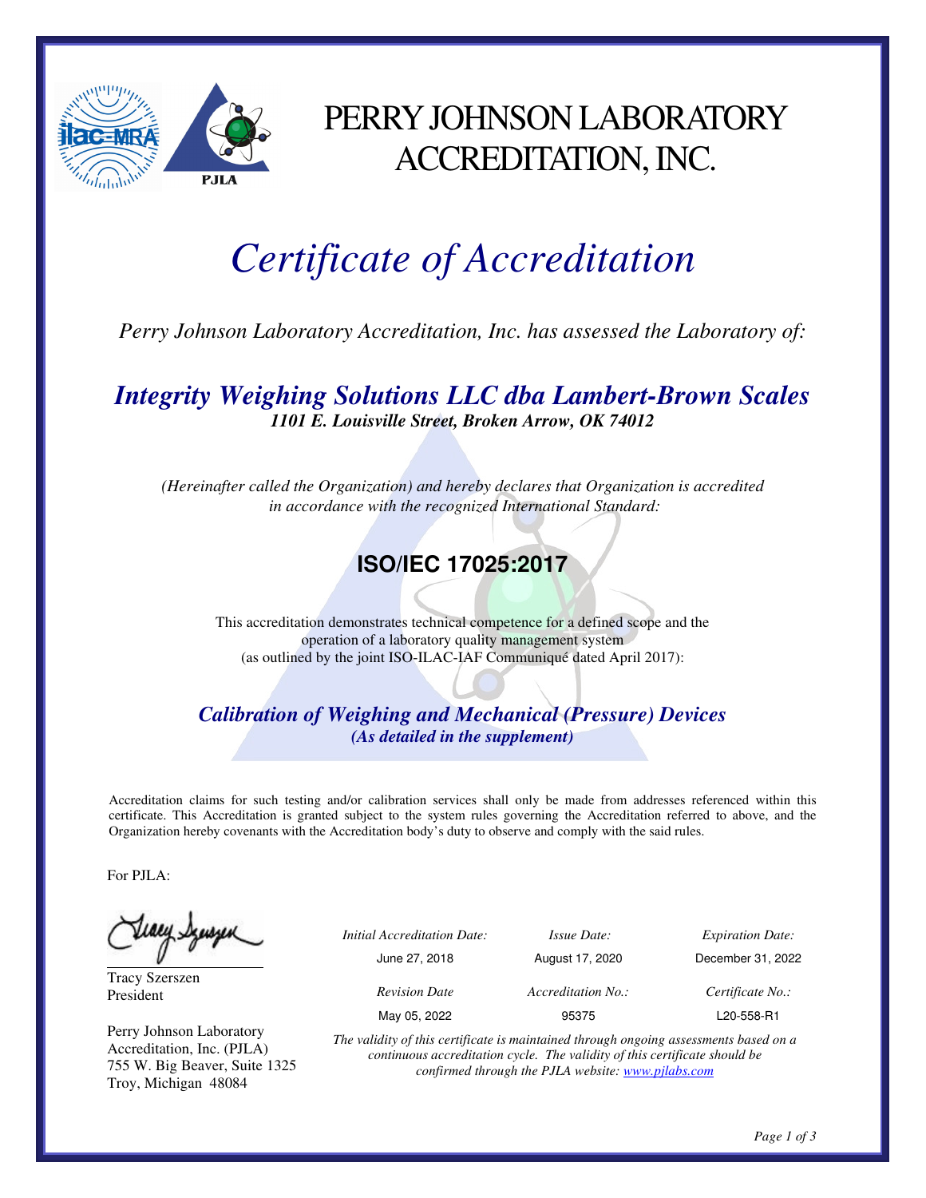# PERRY JOHNSON LABORATORY ACCREDITATION, INC.

# *Certificate of Accreditation*

*Perry Johnson Laboratory Accreditation, Inc. has assessed the Laboratory of:*

## ***Integrity Weighing Solutions LLC dba Lambert-Brown Scales***

***1101 E. Louisville Street, Broken Arrow, OK 74012***

*(Hereinafter called the Organization) and hereby declares that Organization is accredited in accordance with the recognized International Standard:*

## **ISO/IEC 17025:2017**

This accreditation demonstrates technical competence for a defined scope and the operation of a laboratory quality management system (as outlined by the joint ISO-ILAC-IAF Communiqué dated April 2017):

### ***Calibration of Weighing and Mechanical (Pressure) Devices***

***(As detailed in the supplement)***

Accreditation claims for such testing and/or calibration services shall only be made from addresses referenced within this certificate. This Accreditation is granted subject to the system rules governing the Accreditation referred to above, and the Organization hereby covenants with the Accreditation body's duty to observe and comply with the said rules.

For PJLA:

Tracy Szerszen
President

Perry Johnson Laboratory Accreditation, Inc. (PJLA)
755 W. Big Beaver, Suite 1325
Troy, Michigan 48084

| *Initial Accreditation Date:* | *Issue Date:* | *Expiration Date:* |
|---|---|---|
| June 27, 2018 | August 17, 2020 | December 31, 2022 |
| *Revision Date* | *Accreditation No.:* | *Certificate No.:* |
| May 05, 2022 | 95375 | L20-558-R1 |

*The validity of this certificate is maintained through ongoing assessments based on a continuous accreditation cycle. The validity of this certificate should be confirmed through the PJLA website: www.pjlabs.com*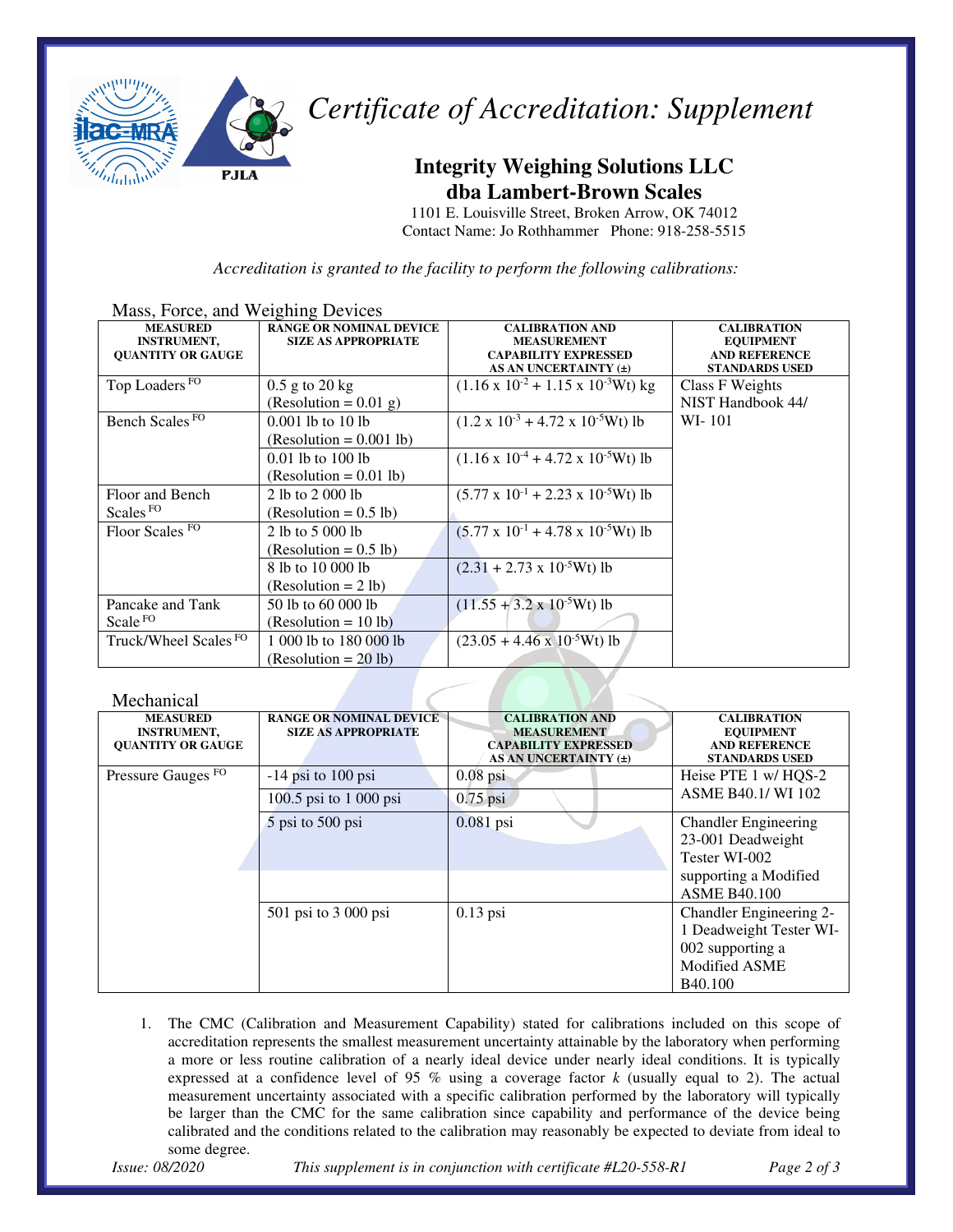# *Certificate of Accreditation: Supplement*

## Integrity Weighing Solutions LLC
## dba Lambert-Brown Scales

1101 E. Louisville Street, Broken Arrow, OK 74012
Contact Name: Jo Rothhammer Phone: 918-258-5515

*Accreditation is granted to the facility to perform the following calibrations:*

### Mass, Force, and Weighing Devices

| MEASURED INSTRUMENT, QUANTITY OR GAUGE | RANGE OR NOMINAL DEVICE SIZE AS APPROPRIATE | CALIBRATION AND MEASUREMENT CAPABILITY EXPRESSED AS AN UNCERTAINTY (±) | CALIBRATION EQUIPMENT AND REFERENCE STANDARDS USED |
|---|---|---|---|
| Top Loaders FO | 0.5 g to 20 kg (Resolution = 0.01 g) | $(1.16 \times 10^{-2} + 1.15 \times 10^{-3}Wt)$ kg | Class F Weights NIST Handbook 44/ WI- 101 |
| Bench Scales FO | 0.001 lb to 10 lb (Resolution = 0.001 lb) | $(1.2 \times 10^{-3} + 4.72 \times 10^{-5}Wt)$ lb | |
| | 0.01 lb to 100 lb (Resolution = 0.01 lb) | $(1.16 \times 10^{-4} + 4.72 \times 10^{-5}Wt)$ lb | |
| Floor and Bench Scales FO | 2 lb to 2 000 lb (Resolution = 0.5 lb) | $(5.77 \times 10^{-1} + 2.23 \times 10^{-5}Wt)$ lb | |
| Floor Scales FO | 2 lb to 5 000 lb (Resolution = 0.5 lb) | $(5.77 \times 10^{-1} + 4.78 \times 10^{-5}Wt)$ lb | |
| | 8 lb to 10 000 lb (Resolution = 2 lb) | $(2.31 + 2.73 \times 10^{-5}Wt)$ lb | |
| Pancake and Tank Scale FO | 50 lb to 60 000 lb (Resolution = 10 lb) | $(11.55 + 3.2 \times 10^{-5}Wt)$ lb | |
| Truck/Wheel Scales FO | 1 000 lb to 180 000 lb (Resolution = 20 lb) | $(23.05 + 4.46 \times 10^{-5}Wt)$ lb | |

### Mechanical

| MEASURED INSTRUMENT, QUANTITY OR GAUGE | RANGE OR NOMINAL DEVICE SIZE AS APPROPRIATE | CALIBRATION AND MEASUREMENT CAPABILITY EXPRESSED AS AN UNCERTAINTY (±) | CALIBRATION EQUIPMENT AND REFERENCE STANDARDS USED |
|---|---|---|---|
| Pressure Gauges FO | -14 psi to 100 psi | 0.08 psi | Heise PTE 1 w/ HQS-2 ASME B40.1/ WI 102 |
| | 100.5 psi to 1 000 psi | 0.75 psi | |
| | 5 psi to 500 psi | 0.081 psi | Chandler Engineering 23-001 Deadweight Tester WI-002 supporting a Modified ASME B40.100 |
| | 501 psi to 3 000 psi | 0.13 psi | Chandler Engineering 2-1 Deadweight Tester WI-002 supporting a Modified ASME B40.100 |

1. The CMC (Calibration and Measurement Capability) stated for calibrations included on this scope of accreditation represents the smallest measurement uncertainty attainable by the laboratory when performing a more or less routine calibration of a nearly ideal device under nearly ideal conditions. It is typically expressed at a confidence level of 95 % using a coverage factor $k$ (usually equal to 2). The actual measurement uncertainty associated with a specific calibration performed by the laboratory will typically be larger than the CMC for the same calibration since capability and performance of the device being calibrated and the conditions related to the calibration may reasonably be expected to deviate from ideal to some degree.

*Issue: 08/2020* *This supplement is in conjunction with certificate #L20-558-R1*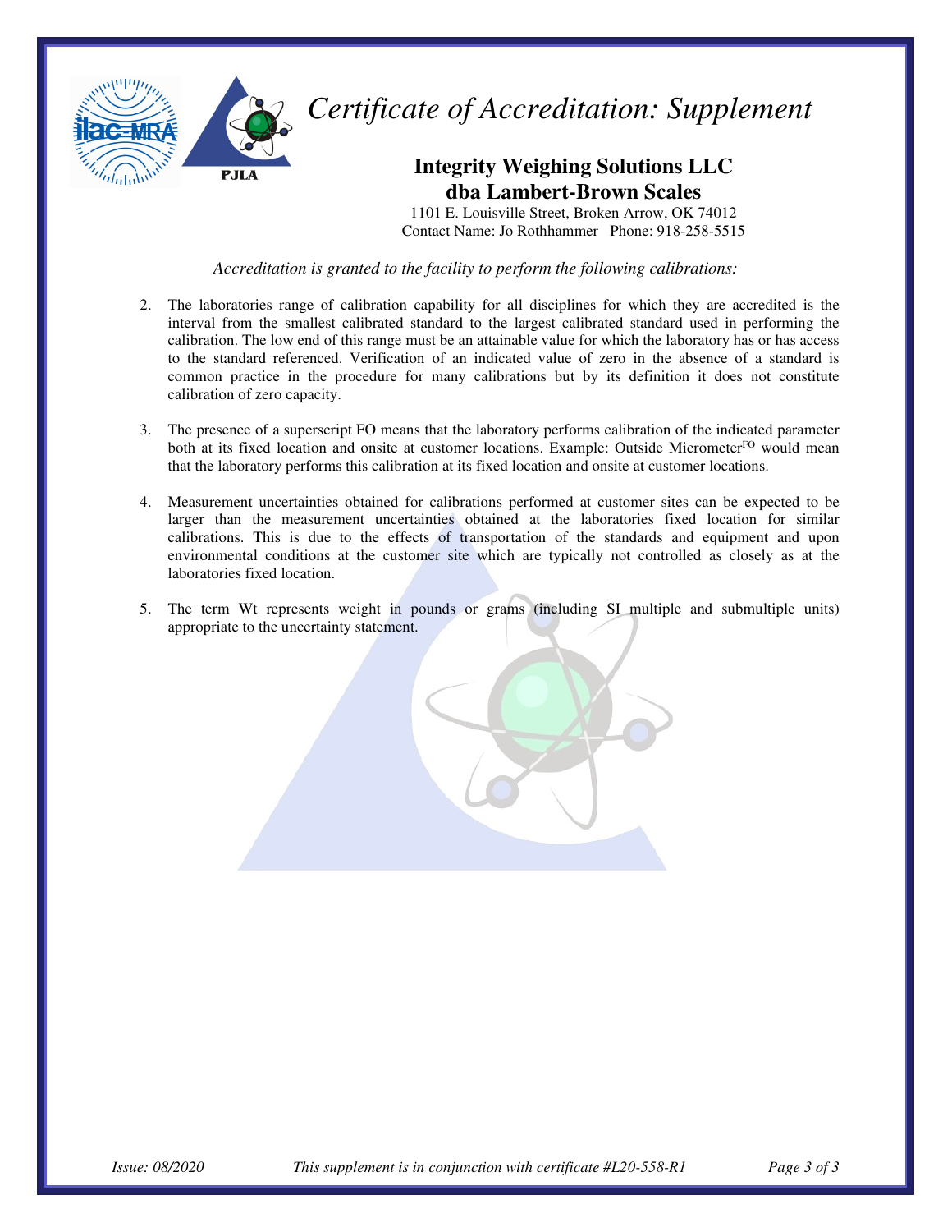# *Certificate of Accreditation: Supplement*

## Integrity Weighing Solutions LLC
## dba Lambert-Brown Scales

1101 E. Louisville Street, Broken Arrow, OK 74012
Contact Name: Jo Rothhammer Phone: 918-258-5515

*Accreditation is granted to the facility to perform the following calibrations:*

2. The laboratories range of calibration capability for all disciplines for which they are accredited is the interval from the smallest calibrated standard to the largest calibrated standard used in performing the calibration. The low end of this range must be an attainable value for which the laboratory has or has access to the standard referenced. Verification of an indicated value of zero in the absence of a standard is common practice in the procedure for many calibrations but by its definition it does not constitute calibration of zero capacity.

3. The presence of a superscript FO means that the laboratory performs calibration of the indicated parameter both at its fixed location and onsite at customer locations. Example: Outside Micrometer$^{FO}$ would mean that the laboratory performs this calibration at its fixed location and onsite at customer locations.

4. Measurement uncertainties obtained for calibrations performed at customer sites can be expected to be larger than the measurement uncertainties obtained at the laboratories fixed location for similar calibrations. This is due to the effects of transportation of the standards and equipment and upon environmental conditions at the customer site which are typically not controlled as closely as at the laboratories fixed location.

5. The term Wt represents weight in pounds or grams (including SI multiple and submultiple units) appropriate to the uncertainty statement.

*Issue: 08/2020* *This supplement is in conjunction with certificate #L20-558-R1*